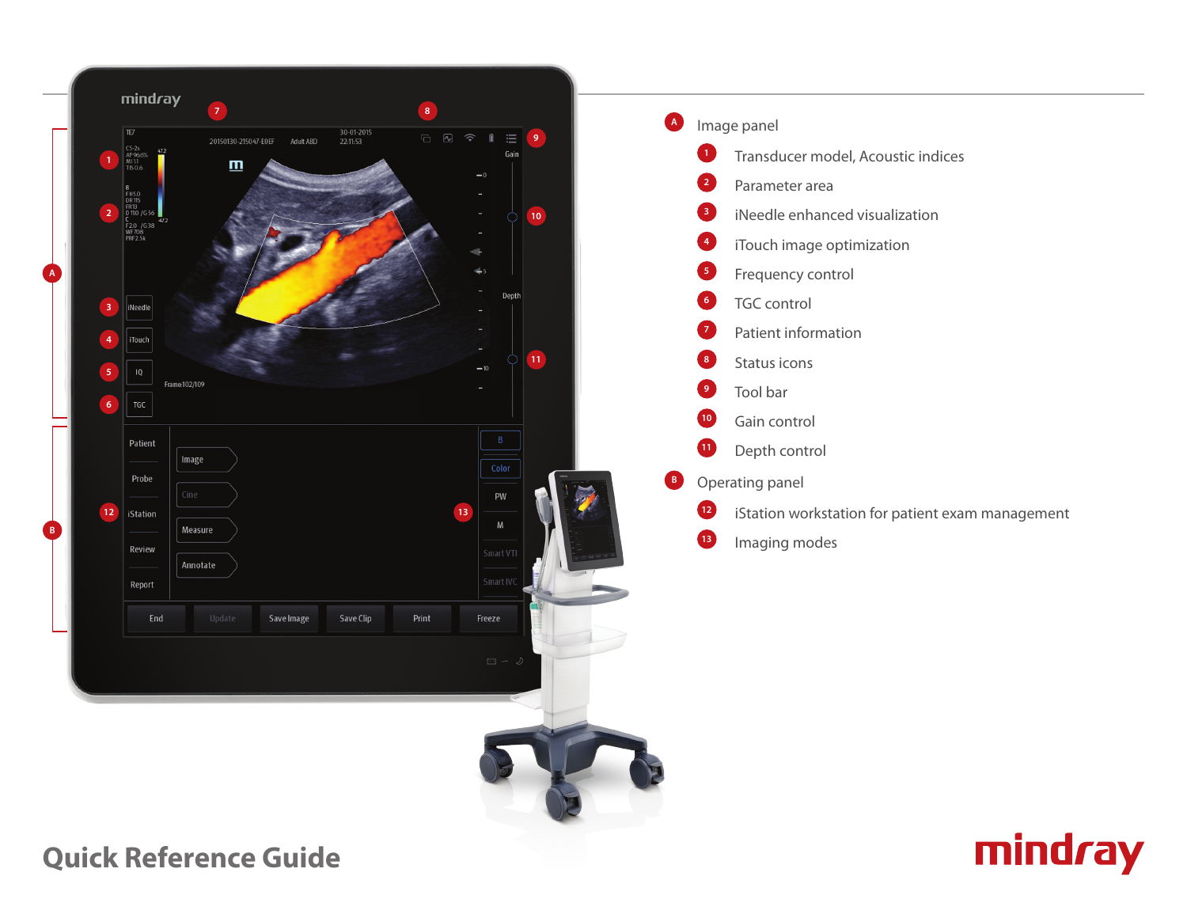- **A** Image panel
  1. Transducer model, Acoustic indices
  2. Parameter area
  3. iNeedle enhanced visualization
  4. iTouch image optimization
  5. Frequency control
  6. TGC control
  7. Patient information
  8. Status icons
  9. Tool bar
  10. Gain control
  11. Depth control
- **B** Operating panel
  12. iStation workstation for patient exam management
  13. Imaging modes

# Quick Reference Guide

mindray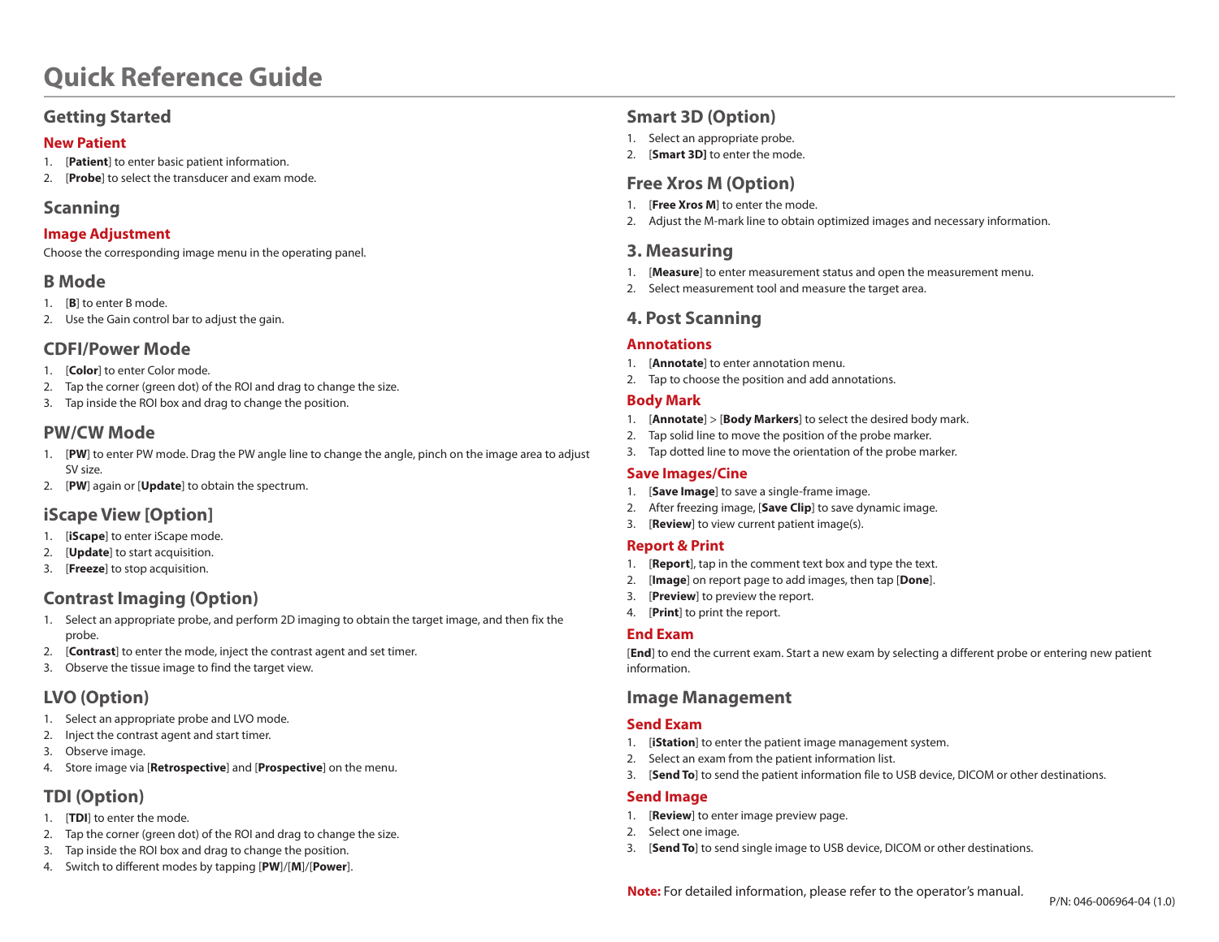# Quick Reference Guide

## Getting Started

### New Patient

1. [**Patient**] to enter basic patient information.
2. [**Probe**] to select the transducer and exam mode.

## Scanning

### Image Adjustment

Choose the corresponding image menu in the operating panel.

## B Mode

1. [**B**] to enter B mode.
2. Use the Gain control bar to adjust the gain.

## CDFI/Power Mode

1. [**Color**] to enter Color mode.
2. Tap the corner (green dot) of the ROI and drag to change the size.
3. Tap inside the ROI box and drag to change the position.

## PW/CW Mode

1. [**PW**] to enter PW mode. Drag the PW angle line to change the angle, pinch on the image area to adjust SV size.
2. [**PW**] again or [**Update**] to obtain the spectrum.

## iScape View [Option]

1. [**iScape**] to enter iScape mode.
2. [**Update**] to start acquisition.
3. [**Freeze**] to stop acquisition.

## Contrast Imaging (Option)

1. Select an appropriate probe, and perform 2D imaging to obtain the target image, and then fix the probe.
2. [**Contrast**] to enter the mode, inject the contrast agent and set timer.
3. Observe the tissue image to find the target view.

## LVO (Option)

1. Select an appropriate probe and LVO mode.
2. Inject the contrast agent and start timer.
3. Observe image.
4. Store image via [**Retrospective**] and [**Prospective**] on the menu.

## TDI (Option)

1. [**TDI**] to enter the mode.
2. Tap the corner (green dot) of the ROI and drag to change the size.
3. Tap inside the ROI box and drag to change the position.
4. Switch to different modes by tapping [**PW**]/[**M**]/[**Power**].

## Smart 3D (Option)

1. Select an appropriate probe.
2. [**Smart 3D]** to enter the mode.

## Free Xros M (Option)

1. [**Free Xros M**] to enter the mode.
2. Adjust the M-mark line to obtain optimized images and necessary information.

## 3. Measuring

1. [**Measure**] to enter measurement status and open the measurement menu.
2. Select measurement tool and measure the target area.

## 4. Post Scanning

### Annotations

1. [**Annotate**] to enter annotation menu.
2. Tap to choose the position and add annotations.

### Body Mark

1. [**Annotate**] > [**Body Markers**] to select the desired body mark.
2. Tap solid line to move the position of the probe marker.
3. Tap dotted line to move the orientation of the probe marker.

### Save Images/Cine

1. [**Save Image**] to save a single-frame image.
2. After freezing image, [**Save Clip**] to save dynamic image.
3. [**Review**] to view current patient image(s).

### Report & Print

1. [**Report**], tap in the comment text box and type the text.
2. [**Image**] on report page to add images, then tap [**Done**].
3. [**Preview**] to preview the report.
4. [**Print**] to print the report.

### End Exam

[**End**] to end the current exam. Start a new exam by selecting a different probe or entering new patient information.

## Image Management

### Send Exam

1. [**iStation**] to enter the patient image management system.
2. Select an exam from the patient information list.
3. [**Send To**] to send the patient information file to USB device, DICOM or other destinations.

### Send Image

1. [**Review**] to enter image preview page.
2. Select one image.
3. [**Send To**] to send single image to USB device, DICOM or other destinations.

**Note:** For detailed information, please refer to the operator's manual.

P/N: 046-006964-04 (1.0)